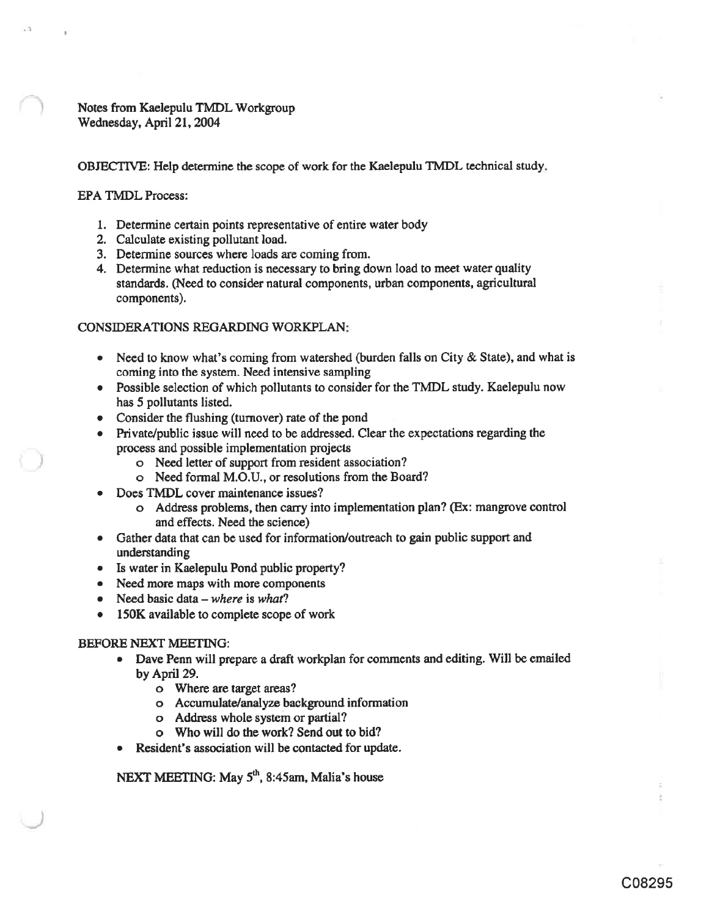Notes from Kaelepulu TMDL Workgroup
Wednesday, April 21, 2004

OBJECTIVE: Help determine the scope of work for the Kaelepulu TMDL technical study.

EPA TMDL Process:

1. Determine certain points representative of entire water body
2. Calculate existing pollutant load.
3. Determine sources where loads are coming from.
4. Determine what reduction is necessary to bring down load to meet water quality standards. (Need to consider natural components, urban components, agricultural components).

CONSIDERATIONS REGARDING WORKPLAN:

- Need to know what's coming from watershed (burden falls on City & State), and what is coming into the system. Need intensive sampling
- Possible selection of which pollutants to consider for the TMDL study. Kaelepulu now has 5 pollutants listed.
- Consider the flushing (turnover) rate of the pond
- Private/public issue will need to be addressed. Clear the expectations regarding the process and possible implementation projects
  - Need letter of support from resident association?
  - Need formal M.O.U., or resolutions from the Board?
- Does TMDL cover maintenance issues?
  - Address problems, then carry into implementation plan? (Ex: mangrove control and effects. Need the science)
- Gather data that can be used for information/outreach to gain public support and understanding
- Is water in Kaelepulu Pond public property?
- Need more maps with more components
- Need basic data – *where* is *what*?
- 150K available to complete scope of work

BEFORE NEXT MEETING:

- Dave Penn will prepare a draft workplan for comments and editing. Will be emailed by April 29.
  - Where are target areas?
  - Accumulate/analyze background information
  - Address whole system or partial?
  - Who will do the work? Send out to bid?
- Resident's association will be contacted for update.

NEXT MEETING: May 5th, 8:45am, Malia's house

C08295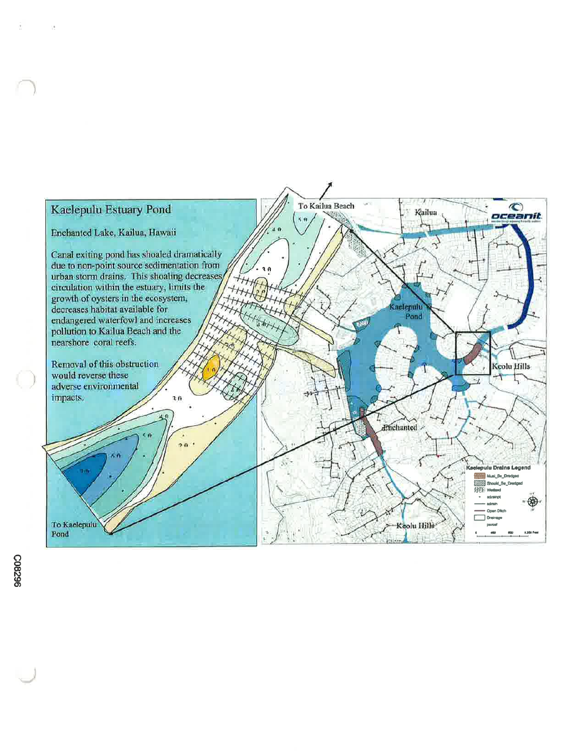## Kaelepulu Estuary Pond

Enchanted Lake, Kailua, Hawaii

Canal exiting pond has shoaled dramatically due to non-point source sedimentation from urban storm drains. This shoaling decreases circulation within the estuary, limits the growth of oysters in the ecosystem, decreases habitat available for endangered waterfowl and increases pollution to Kailua Beach and the nearshore coral reefs.

Removal of this obstruction would reverse these adverse environmental impacts.

To Kaelepulu Pond

To Kailua Beach

Kailua

Kaelepulu Pond

Keolu Hills

Enchanted

Keolu Hills

oceanit

**Kaelepulu Drains Legend**

- Must_Be_Dredged
- Should_Be_Dredged
- Wetland
- adrainpt
- adrain
- Open Ditch
- Drainage
- parcel

C08296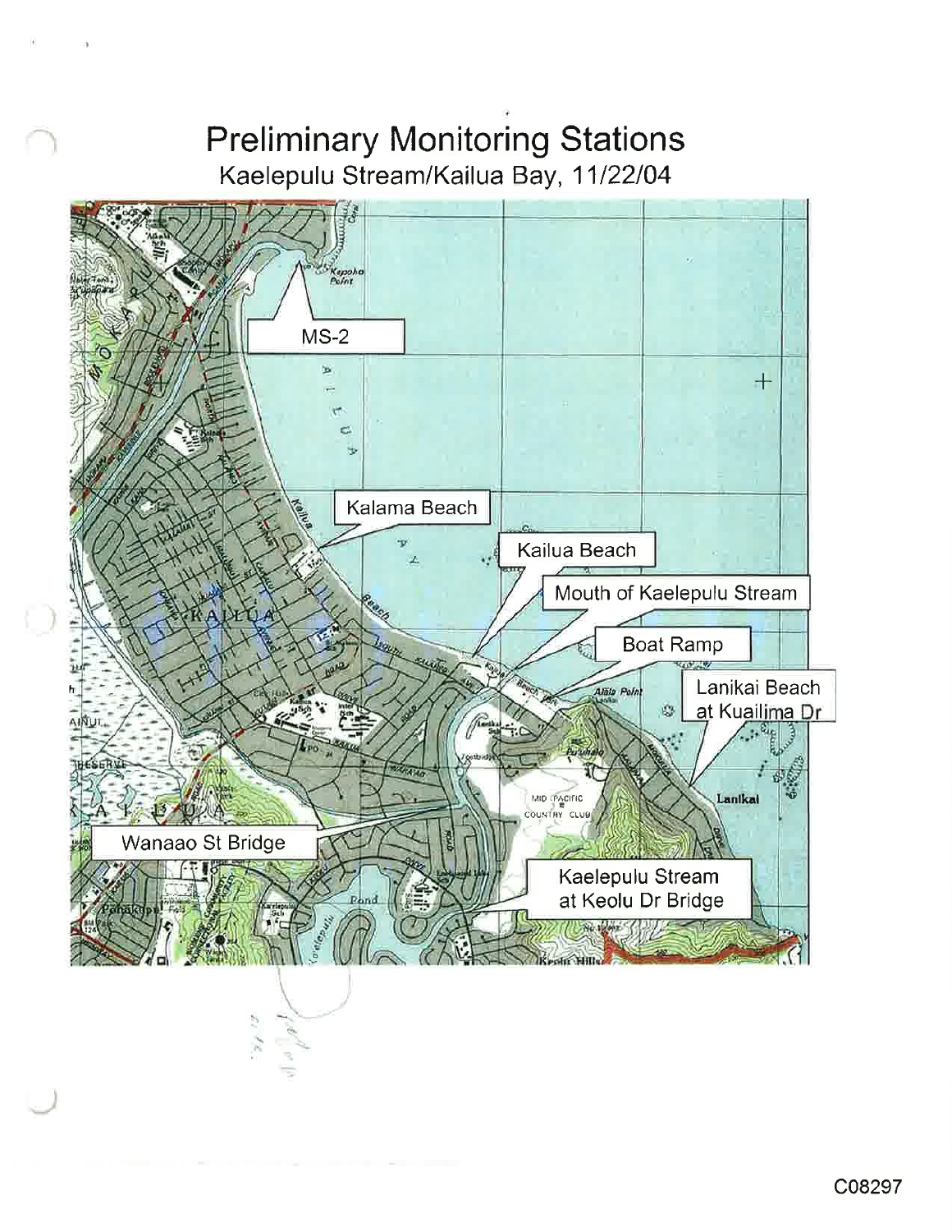# Preliminary Monitoring Stations

Kaelepulu Stream/Kailua Bay, 11/22/04

MS-2

Kalama Beach

Kailua Beach

Mouth of Kaelepulu Stream

Boat Ramp

Lanikai Beach at Kuailima Dr

Wanaao St Bridge

Kaelepulu Stream at Keolu Dr Bridge

C08297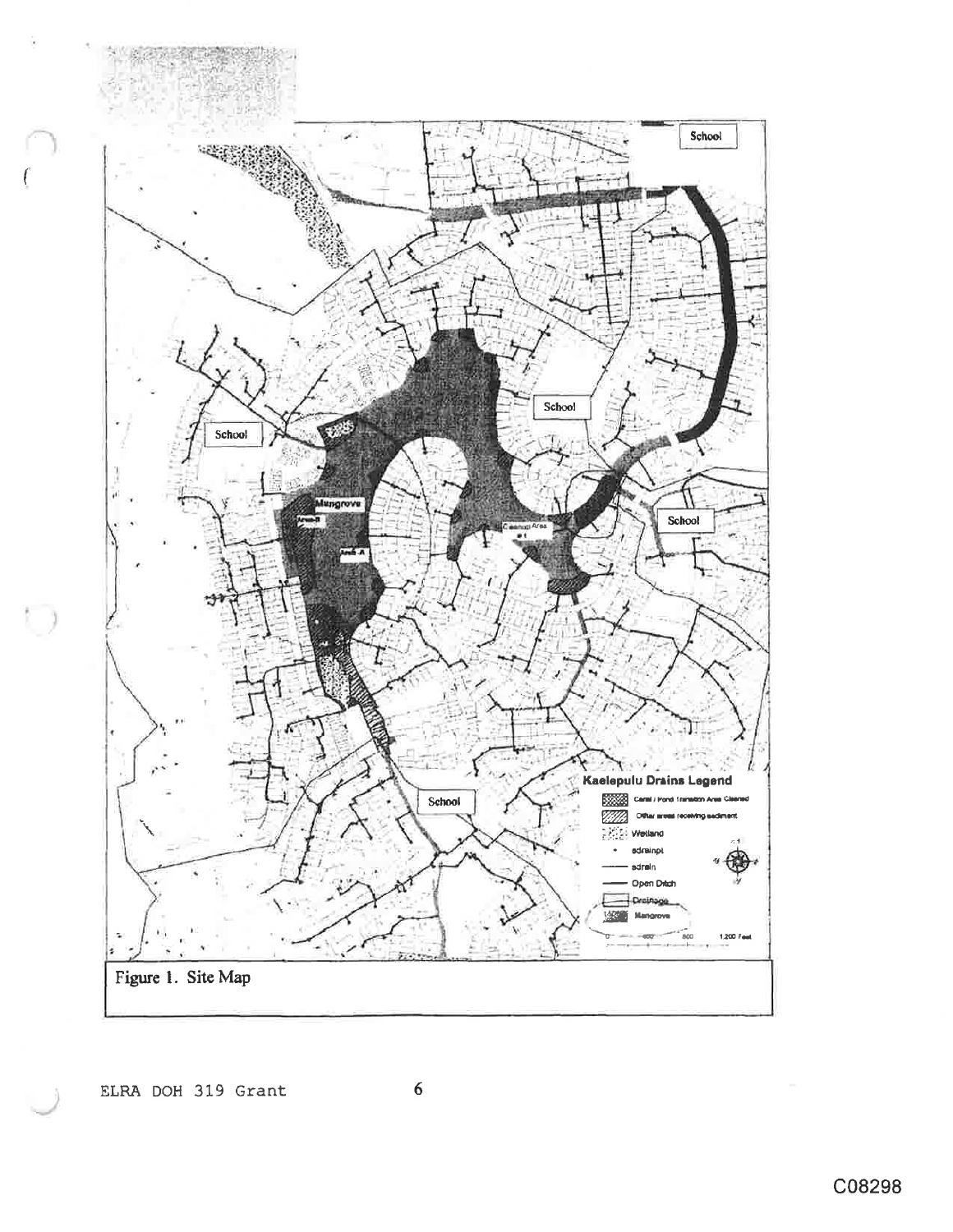School

School

School

School

School

Mangrove

Area B

Area A

Cleanup Area #1

Kaelepulu Drains Legend

Canal / Pond Transition Area Cleaned

Other areas receiving sediment

Wetland

sdrainpt

sdrain

Open Ditch

Drainage

Mangrove

0 400 800 1,200 Feet

Figure 1. Site Map